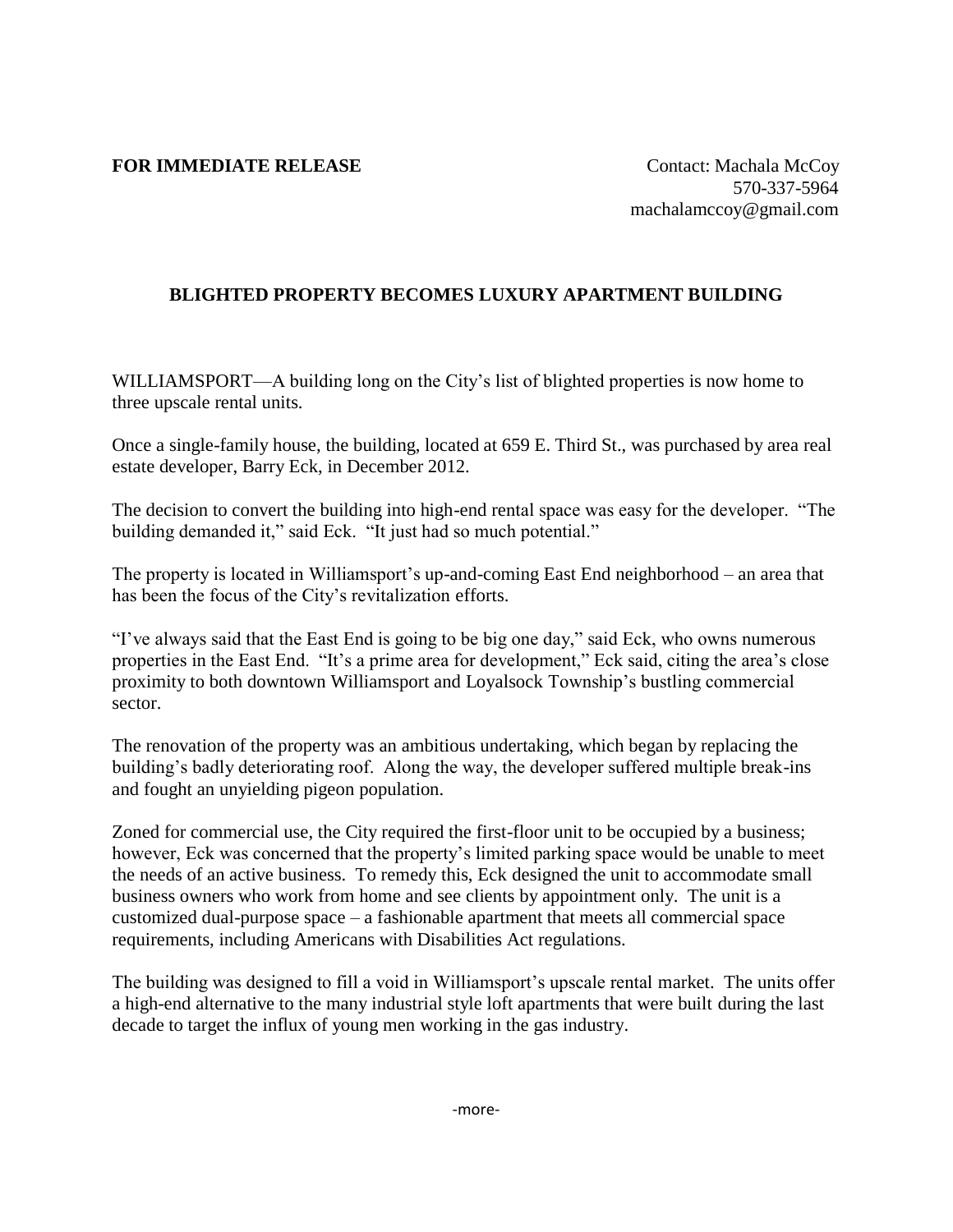**FOR IMMEDIATE RELEASE**

Contact: Machala McCoy
570-337-5964
machalamccoy@gmail.com

## BLIGHTED PROPERTY BECOMES LUXURY APARTMENT BUILDING

WILLIAMSPORT—A building long on the City's list of blighted properties is now home to three upscale rental units.

Once a single-family house, the building, located at 659 E. Third St., was purchased by area real estate developer, Barry Eck, in December 2012.

The decision to convert the building into high-end rental space was easy for the developer. "The building demanded it," said Eck. "It just had so much potential."

The property is located in Williamsport's up-and-coming East End neighborhood – an area that has been the focus of the City's revitalization efforts.

"I've always said that the East End is going to be big one day," said Eck, who owns numerous properties in the East End. "It's a prime area for development," Eck said, citing the area's close proximity to both downtown Williamsport and Loyalsock Township's bustling commercial sector.

The renovation of the property was an ambitious undertaking, which began by replacing the building's badly deteriorating roof. Along the way, the developer suffered multiple break-ins and fought an unyielding pigeon population.

Zoned for commercial use, the City required the first-floor unit to be occupied by a business; however, Eck was concerned that the property's limited parking space would be unable to meet the needs of an active business. To remedy this, Eck designed the unit to accommodate small business owners who work from home and see clients by appointment only. The unit is a customized dual-purpose space – a fashionable apartment that meets all commercial space requirements, including Americans with Disabilities Act regulations.

The building was designed to fill a void in Williamsport's upscale rental market. The units offer a high-end alternative to the many industrial style loft apartments that were built during the last decade to target the influx of young men working in the gas industry.

-more-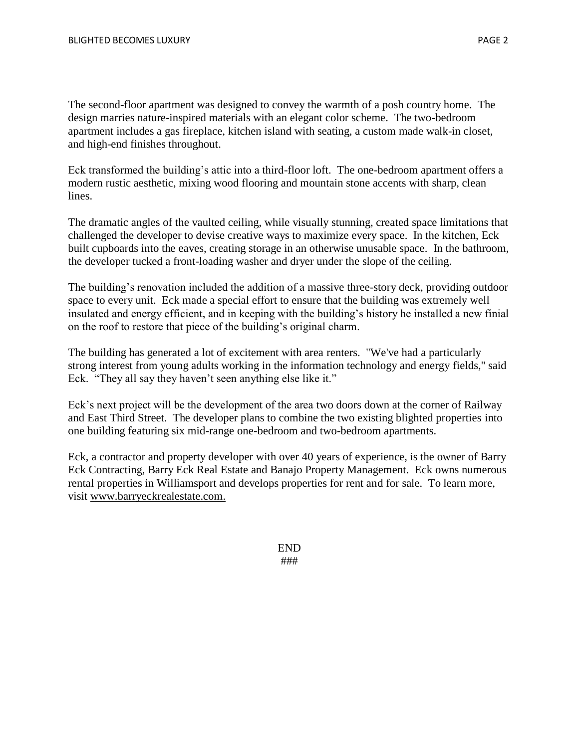The second-floor apartment was designed to convey the warmth of a posh country home. The design marries nature-inspired materials with an elegant color scheme. The two-bedroom apartment includes a gas fireplace, kitchen island with seating, a custom made walk-in closet, and high-end finishes throughout.

Eck transformed the building's attic into a third-floor loft. The one-bedroom apartment offers a modern rustic aesthetic, mixing wood flooring and mountain stone accents with sharp, clean lines.

The dramatic angles of the vaulted ceiling, while visually stunning, created space limitations that challenged the developer to devise creative ways to maximize every space. In the kitchen, Eck built cupboards into the eaves, creating storage in an otherwise unusable space. In the bathroom, the developer tucked a front-loading washer and dryer under the slope of the ceiling.

The building's renovation included the addition of a massive three-story deck, providing outdoor space to every unit. Eck made a special effort to ensure that the building was extremely well insulated and energy efficient, and in keeping with the building's history he installed a new finial on the roof to restore that piece of the building's original charm.

The building has generated a lot of excitement with area renters. "We've had a particularly strong interest from young adults working in the information technology and energy fields," said Eck. "They all say they haven't seen anything else like it."

Eck's next project will be the development of the area two doors down at the corner of Railway and East Third Street. The developer plans to combine the two existing blighted properties into one building featuring six mid-range one-bedroom and two-bedroom apartments.

Eck, a contractor and property developer with over 40 years of experience, is the owner of Barry Eck Contracting, Barry Eck Real Estate and Banajo Property Management. Eck owns numerous rental properties in Williamsport and develops properties for rent and for sale. To learn more, visit www.barryeckrealestate.com.

END
###